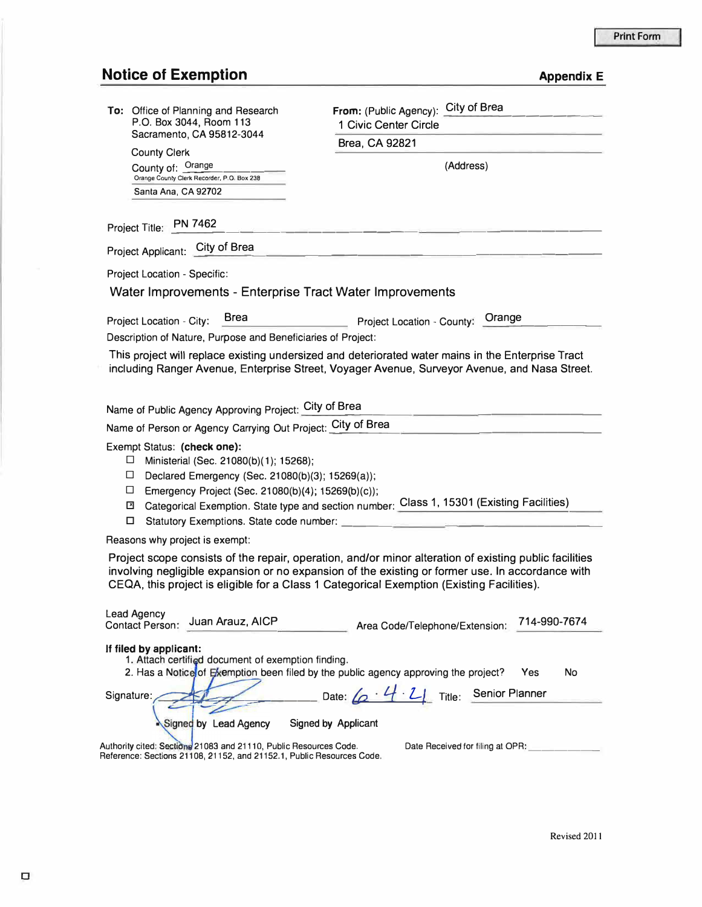Print Form

# Notice of Exemption

**Appendix E**

**To:** Office of Planning and Research
P.O. Box 3044, Room 113
Sacramento, CA 95812-3044

County Clerk
County of: Orange
Orange County Clerk Recorder, P.O. Box 238
Santa Ana, CA 92702

**From:** (Public Agency): City of Brea
1 Civic Center Circle
Brea, CA 92821
(Address)

Project Title: PN 7462

Project Applicant: City of Brea

Project Location - Specific:

Water Improvements - Enterprise Tract Water Improvements

Project Location - City: Brea    Project Location - County: Orange

Description of Nature, Purpose and Beneficiaries of Project:

This project will replace existing undersized and deteriorated water mains in the Enterprise Tract including Ranger Avenue, Enterprise Street, Voyager Avenue, Surveyor Avenue, and Nasa Street.

Name of Public Agency Approving Project: City of Brea

Name of Person or Agency Carrying Out Project: City of Brea

Exempt Status: **(check one):**

- ☐ Ministerial (Sec. 21080(b)(1); 15268);
- ☐ Declared Emergency (Sec. 21080(b)(3); 15269(a));
- ☐ Emergency Project (Sec. 21080(b)(4); 15269(b)(c));
- ☒ Categorical Exemption. State type and section number: Class 1, 15301 (Existing Facilities)
- ☐ Statutory Exemptions. State code number:

Reasons why project is exempt:

Project scope consists of the repair, operation, and/or minor alteration of existing public facilities involving negligible expansion or no expansion of the existing or former use. In accordance with CEQA, this project is eligible for a Class 1 Categorical Exemption (Existing Facilities).

Lead Agency Contact Person: Juan Arauz, AICP    Area Code/Telephone/Extension: 714-990-7674

**If filed by applicant:**

1. Attach certified document of exemption finding.
2. Has a Notice of Exemption been filed by the public agency approving the project? Yes No

Signature: [signature]    Date: 6·4·21    Title: Senior Planner

■ Signed by Lead Agency    Signed by Applicant

Authority cited: Sections 21083 and 21110, Public Resources Code.
Reference: Sections 21108, 21152, and 21152.1, Public Resources Code.

Date Received for filing at OPR:

Revised 2011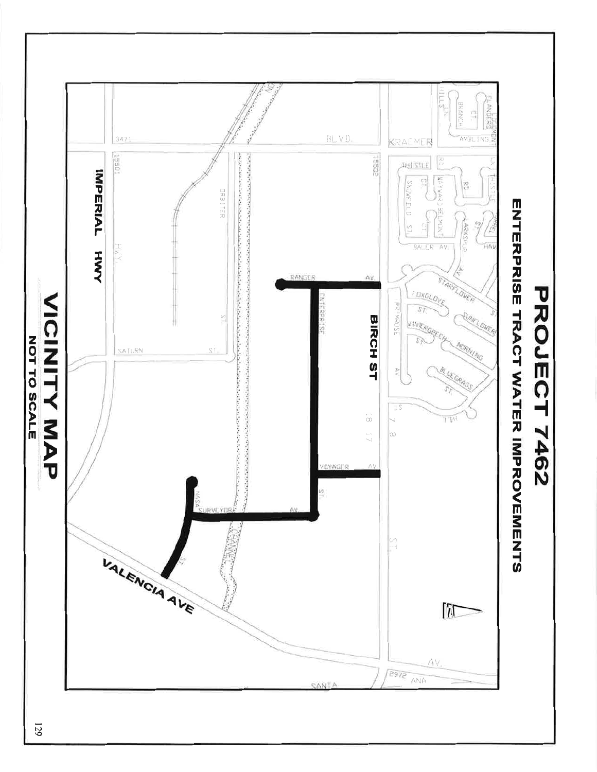# PROJECT 7462

## ENTERPRISE TRACT WATER IMPROVEMENTS

KRAEMER BLVD.

BIRCH ST

IMPERIAL HWY

VALENCIA AVE

RANGER AV.

ENTERPRISE ST.

VOYAGER AV.

SURVEYOR AV.

NASA ST.

ORBITER ST.

SATURN ST.

SANTA ANA AV.

CHANNEL

## VICINITY MAP

NOT TO SCALE